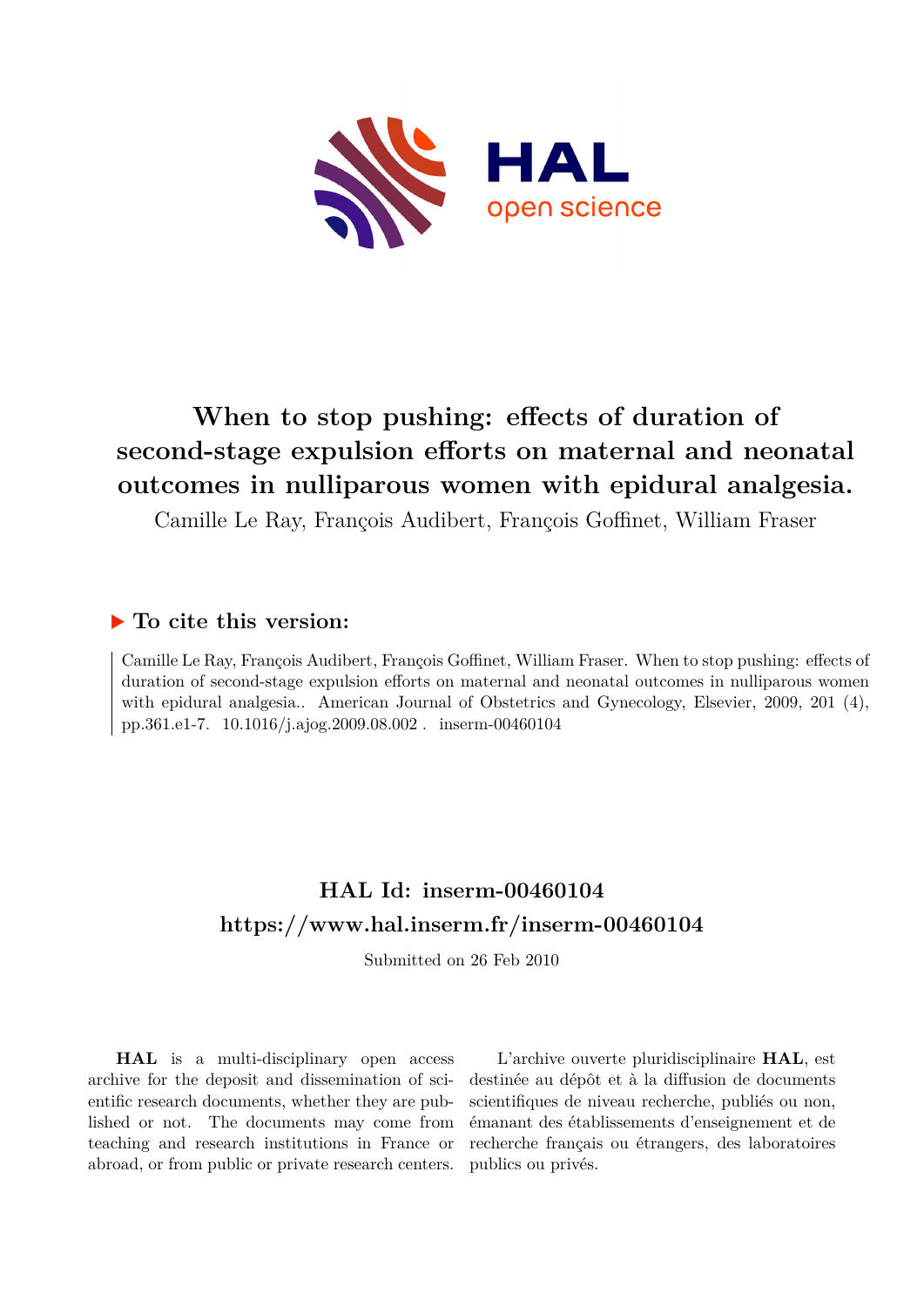# When to stop pushing: effects of duration of second-stage expulsion efforts on maternal and neonatal outcomes in nulliparous women with epidural analgesia.

Camille Le Ray, François Audibert, François Goffinet, William Fraser

## ▶ To cite this version:

Camille Le Ray, François Audibert, François Goffinet, William Fraser. When to stop pushing: effects of duration of second-stage expulsion efforts on maternal and neonatal outcomes in nulliparous women with epidural analgesia.. American Journal of Obstetrics and Gynecology, Elsevier, 2009, 201 (4), pp.361.e1-7. 10.1016/j.ajog.2009.08.002 . inserm-00460104

## HAL Id: inserm-00460104

## https://www.hal.inserm.fr/inserm-00460104

Submitted on 26 Feb 2010

**HAL** is a multi-disciplinary open access archive for the deposit and dissemination of scientific research documents, whether they are published or not. The documents may come from teaching and research institutions in France or abroad, or from public or private research centers.

L'archive ouverte pluridisciplinaire **HAL**, est destinée au dépôt et à la diffusion de documents scientifiques de niveau recherche, publiés ou non, émanant des établissements d'enseignement et de recherche français ou étrangers, des laboratoires publics ou privés.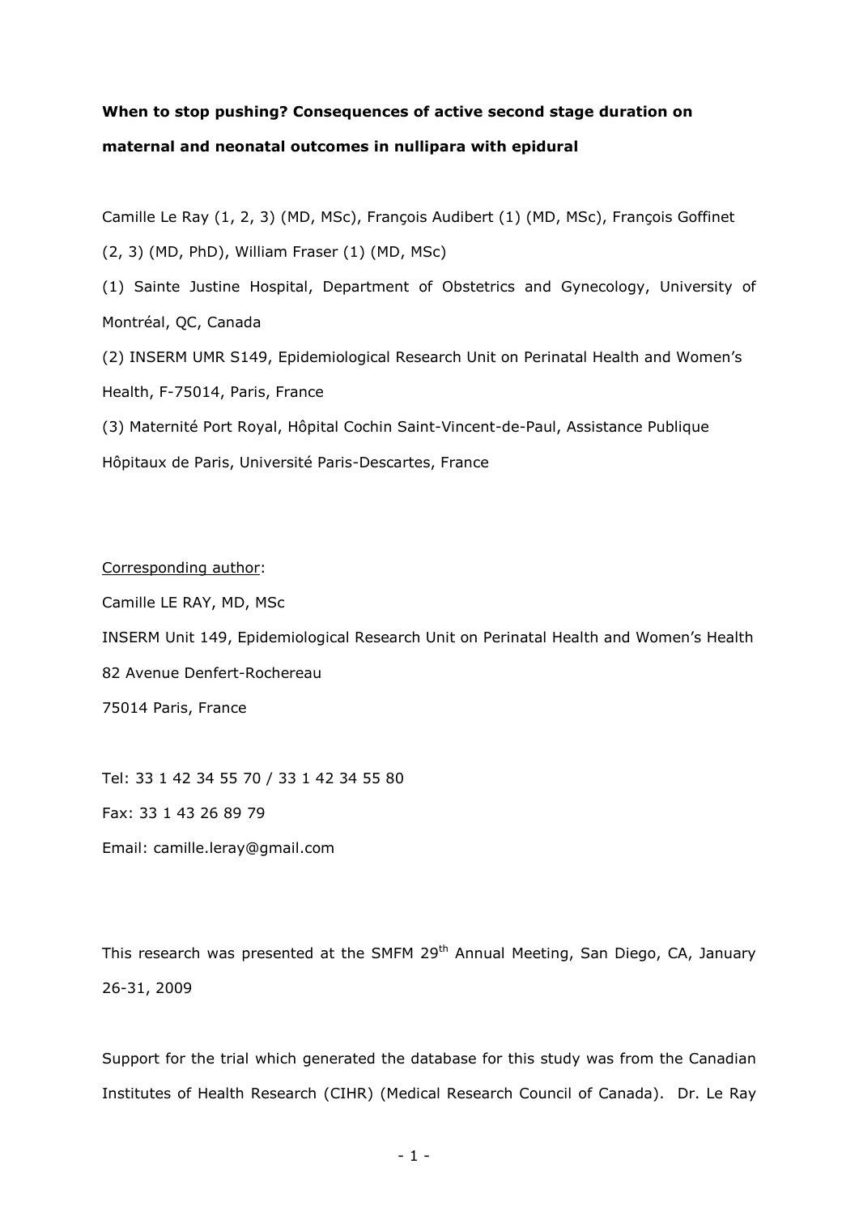**When to stop pushing? Consequences of active second stage duration on maternal and neonatal outcomes in nullipara with epidural**

Camille Le Ray (1, 2, 3) (MD, MSc), François Audibert (1) (MD, MSc), François Goffinet (2, 3) (MD, PhD), William Fraser (1) (MD, MSc)

(1) Sainte Justine Hospital, Department of Obstetrics and Gynecology, University of Montréal, QC, Canada

(2) INSERM UMR S149, Epidemiological Research Unit on Perinatal Health and Women's Health, F-75014, Paris, France

(3) Maternité Port Royal, Hôpital Cochin Saint-Vincent-de-Paul, Assistance Publique Hôpitaux de Paris, Université Paris-Descartes, France

Corresponding author:

Camille LE RAY, MD, MSc

INSERM Unit 149, Epidemiological Research Unit on Perinatal Health and Women's Health

82 Avenue Denfert-Rochereau

75014 Paris, France

Tel: 33 1 42 34 55 70 / 33 1 42 34 55 80

Fax: 33 1 43 26 89 79

Email: camille.leray@gmail.com

This research was presented at the SMFM 29th Annual Meeting, San Diego, CA, January 26-31, 2009

Support for the trial which generated the database for this study was from the Canadian Institutes of Health Research (CIHR) (Medical Research Council of Canada). Dr. Le Ray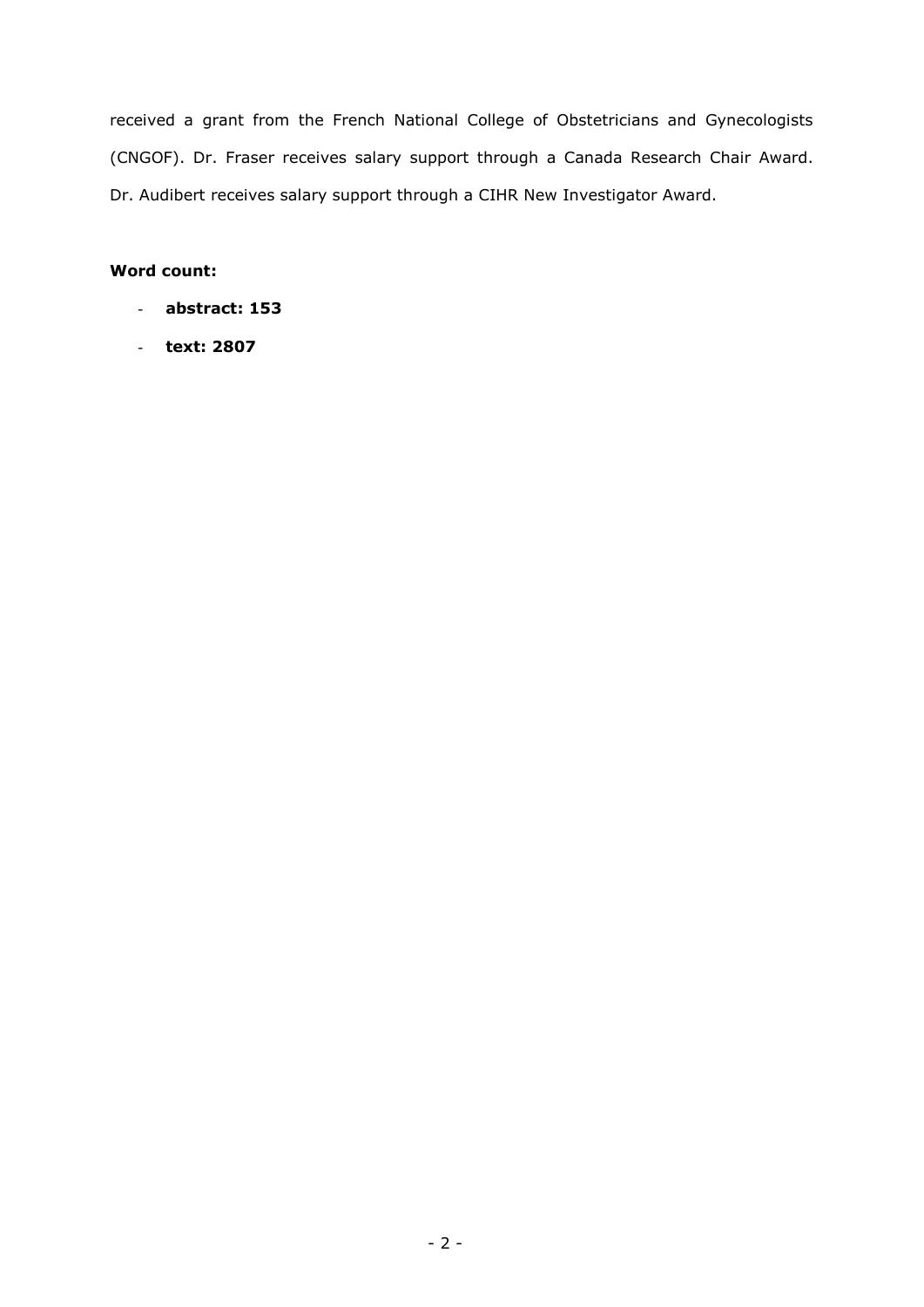received a grant from the French National College of Obstetricians and Gynecologists (CNGOF). Dr. Fraser receives salary support through a Canada Research Chair Award. Dr. Audibert receives salary support through a CIHR New Investigator Award.

**Word count:**

- **abstract: 153**
- **text: 2807**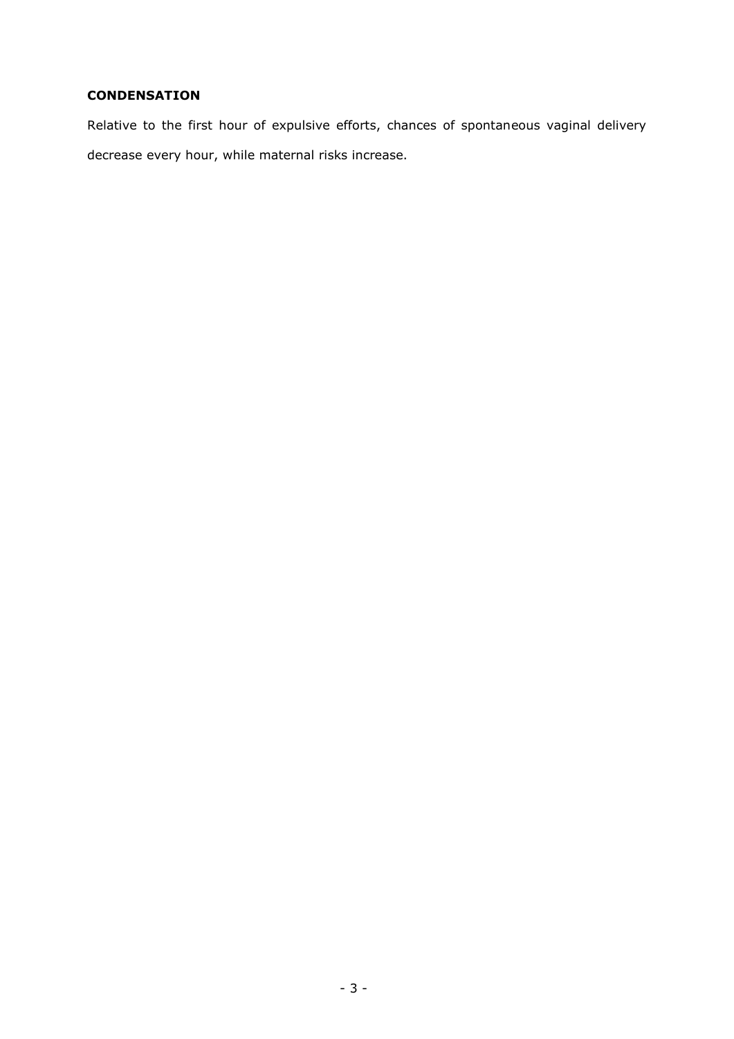**CONDENSATION**

Relative to the first hour of expulsive efforts, chances of spontaneous vaginal delivery decrease every hour, while maternal risks increase.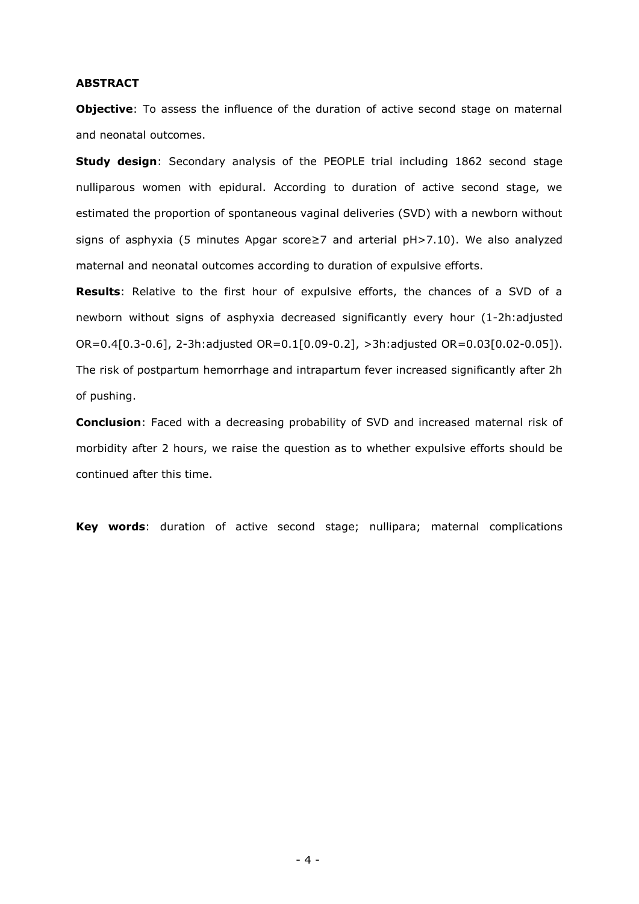## ABSTRACT

**Objective**: To assess the influence of the duration of active second stage on maternal and neonatal outcomes.

**Study design**: Secondary analysis of the PEOPLE trial including 1862 second stage nulliparous women with epidural. According to duration of active second stage, we estimated the proportion of spontaneous vaginal deliveries (SVD) with a newborn without signs of asphyxia (5 minutes Apgar score≥7 and arterial pH>7.10). We also analyzed maternal and neonatal outcomes according to duration of expulsive efforts.

**Results**: Relative to the first hour of expulsive efforts, the chances of a SVD of a newborn without signs of asphyxia decreased significantly every hour (1-2h:adjusted OR=0.4[0.3-0.6], 2-3h:adjusted OR=0.1[0.09-0.2], >3h:adjusted OR=0.03[0.02-0.05]). The risk of postpartum hemorrhage and intrapartum fever increased significantly after 2h of pushing.

**Conclusion**: Faced with a decreasing probability of SVD and increased maternal risk of morbidity after 2 hours, we raise the question as to whether expulsive efforts should be continued after this time.

**Key words**: duration of active second stage; nullipara; maternal complications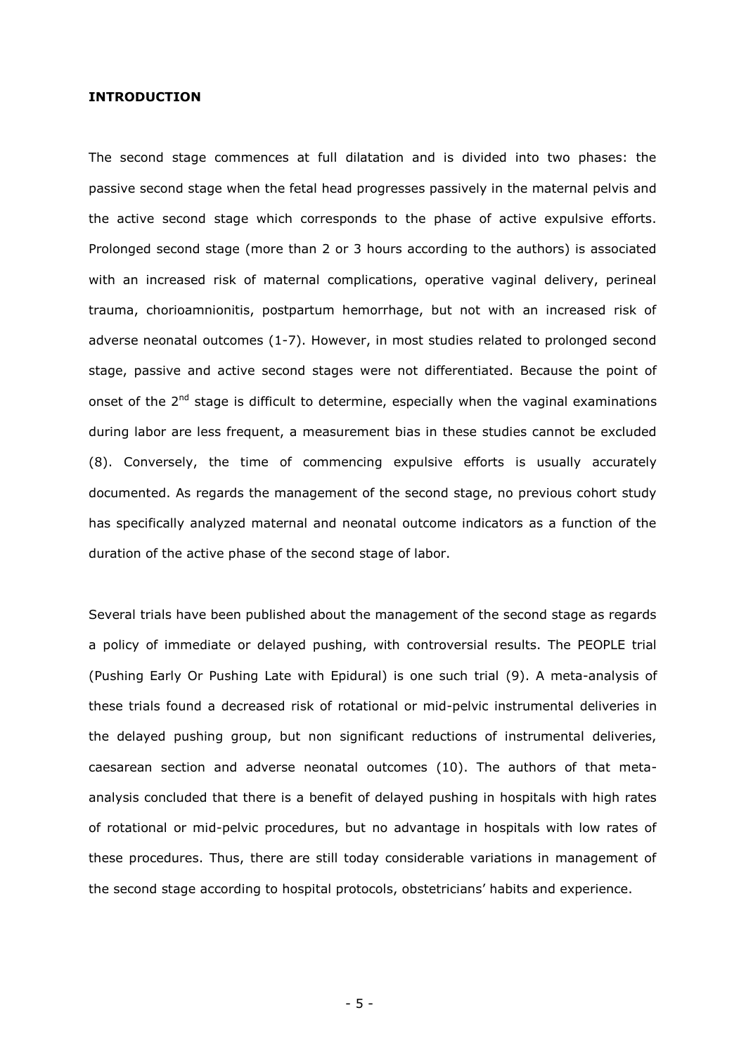**INTRODUCTION**

The second stage commences at full dilatation and is divided into two phases: the passive second stage when the fetal head progresses passively in the maternal pelvis and the active second stage which corresponds to the phase of active expulsive efforts. Prolonged second stage (more than 2 or 3 hours according to the authors) is associated with an increased risk of maternal complications, operative vaginal delivery, perineal trauma, chorioamnionitis, postpartum hemorrhage, but not with an increased risk of adverse neonatal outcomes (1-7). However, in most studies related to prolonged second stage, passive and active second stages were not differentiated. Because the point of onset of the 2[nd] stage is difficult to determine, especially when the vaginal examinations during labor are less frequent, a measurement bias in these studies cannot be excluded (8). Conversely, the time of commencing expulsive efforts is usually accurately documented. As regards the management of the second stage, no previous cohort study has specifically analyzed maternal and neonatal outcome indicators as a function of the duration of the active phase of the second stage of labor.

Several trials have been published about the management of the second stage as regards a policy of immediate or delayed pushing, with controversial results. The PEOPLE trial (Pushing Early Or Pushing Late with Epidural) is one such trial (9). A meta-analysis of these trials found a decreased risk of rotational or mid-pelvic instrumental deliveries in the delayed pushing group, but non significant reductions of instrumental deliveries, caesarean section and adverse neonatal outcomes (10). The authors of that meta-analysis concluded that there is a benefit of delayed pushing in hospitals with high rates of rotational or mid-pelvic procedures, but no advantage in hospitals with low rates of these procedures. Thus, there are still today considerable variations in management of the second stage according to hospital protocols, obstetricians' habits and experience.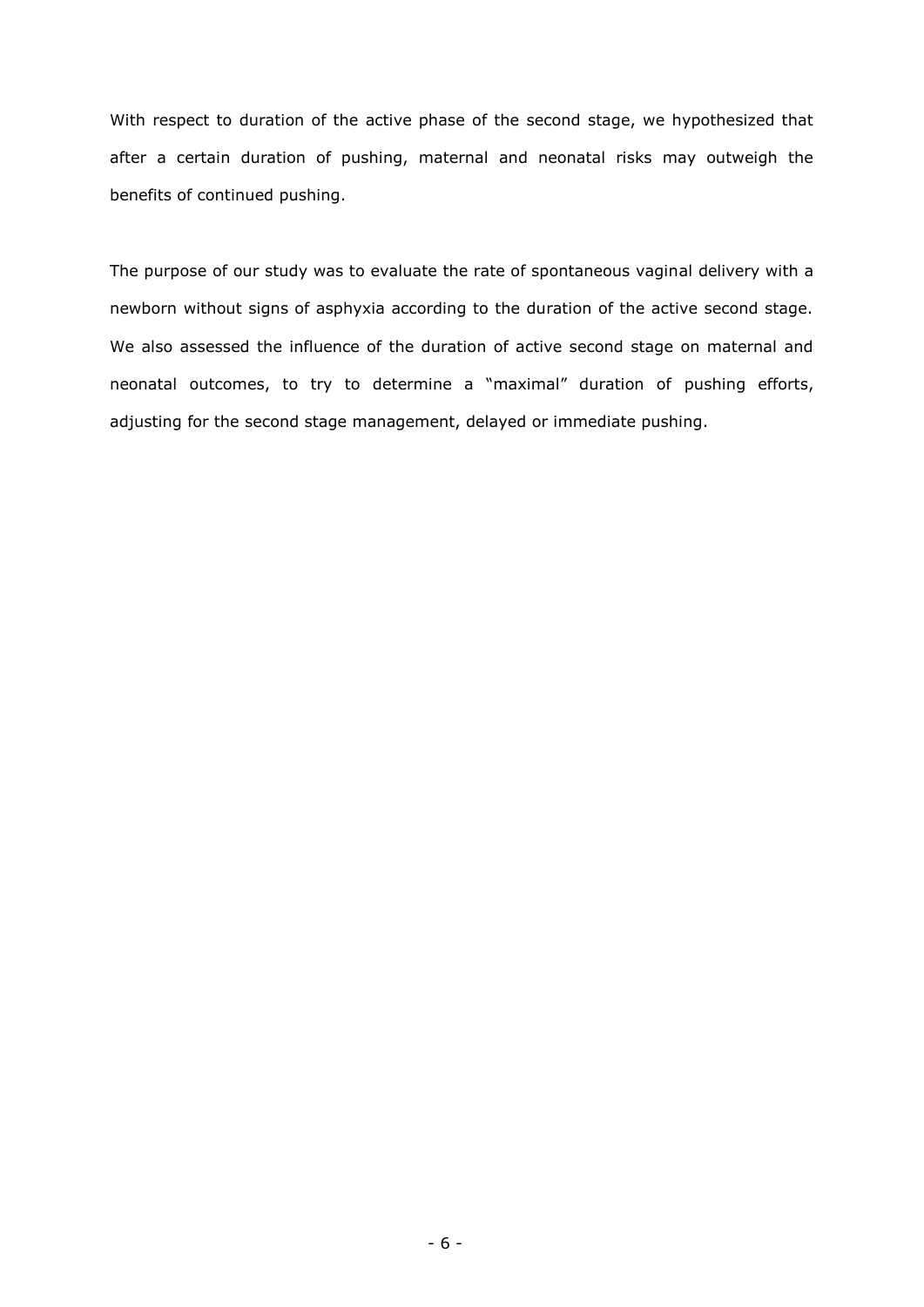With respect to duration of the active phase of the second stage, we hypothesized that after a certain duration of pushing, maternal and neonatal risks may outweigh the benefits of continued pushing.

The purpose of our study was to evaluate the rate of spontaneous vaginal delivery with a newborn without signs of asphyxia according to the duration of the active second stage. We also assessed the influence of the duration of active second stage on maternal and neonatal outcomes, to try to determine a "maximal" duration of pushing efforts, adjusting for the second stage management, delayed or immediate pushing.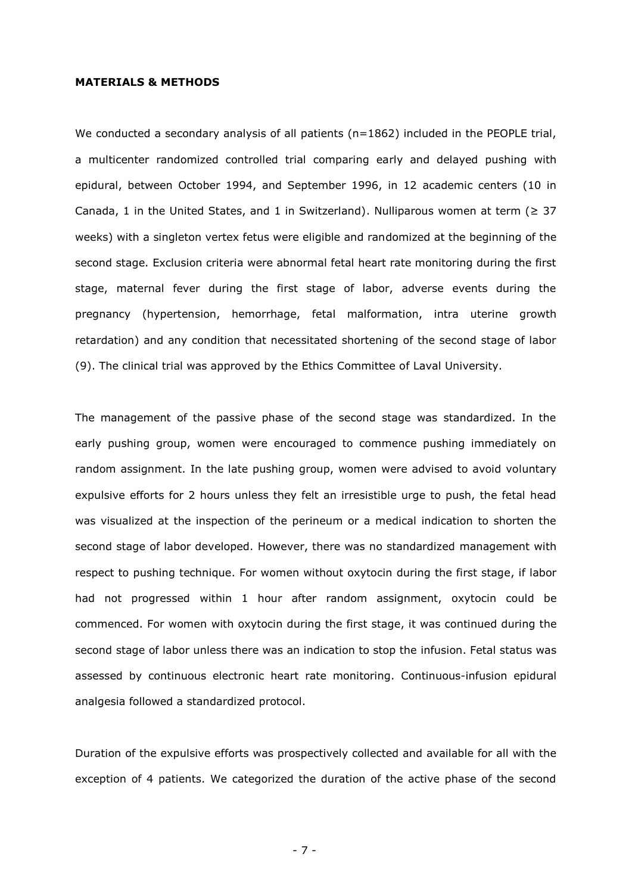**MATERIALS & METHODS**

We conducted a secondary analysis of all patients (n=1862) included in the PEOPLE trial, a multicenter randomized controlled trial comparing early and delayed pushing with epidural, between October 1994, and September 1996, in 12 academic centers (10 in Canada, 1 in the United States, and 1 in Switzerland). Nulliparous women at term (≥ 37 weeks) with a singleton vertex fetus were eligible and randomized at the beginning of the second stage. Exclusion criteria were abnormal fetal heart rate monitoring during the first stage, maternal fever during the first stage of labor, adverse events during the pregnancy (hypertension, hemorrhage, fetal malformation, intra uterine growth retardation) and any condition that necessitated shortening of the second stage of labor (9). The clinical trial was approved by the Ethics Committee of Laval University.

The management of the passive phase of the second stage was standardized. In the early pushing group, women were encouraged to commence pushing immediately on random assignment. In the late pushing group, women were advised to avoid voluntary expulsive efforts for 2 hours unless they felt an irresistible urge to push, the fetal head was visualized at the inspection of the perineum or a medical indication to shorten the second stage of labor developed. However, there was no standardized management with respect to pushing technique. For women without oxytocin during the first stage, if labor had not progressed within 1 hour after random assignment, oxytocin could be commenced. For women with oxytocin during the first stage, it was continued during the second stage of labor unless there was an indication to stop the infusion. Fetal status was assessed by continuous electronic heart rate monitoring. Continuous-infusion epidural analgesia followed a standardized protocol.

Duration of the expulsive efforts was prospectively collected and available for all with the exception of 4 patients. We categorized the duration of the active phase of the second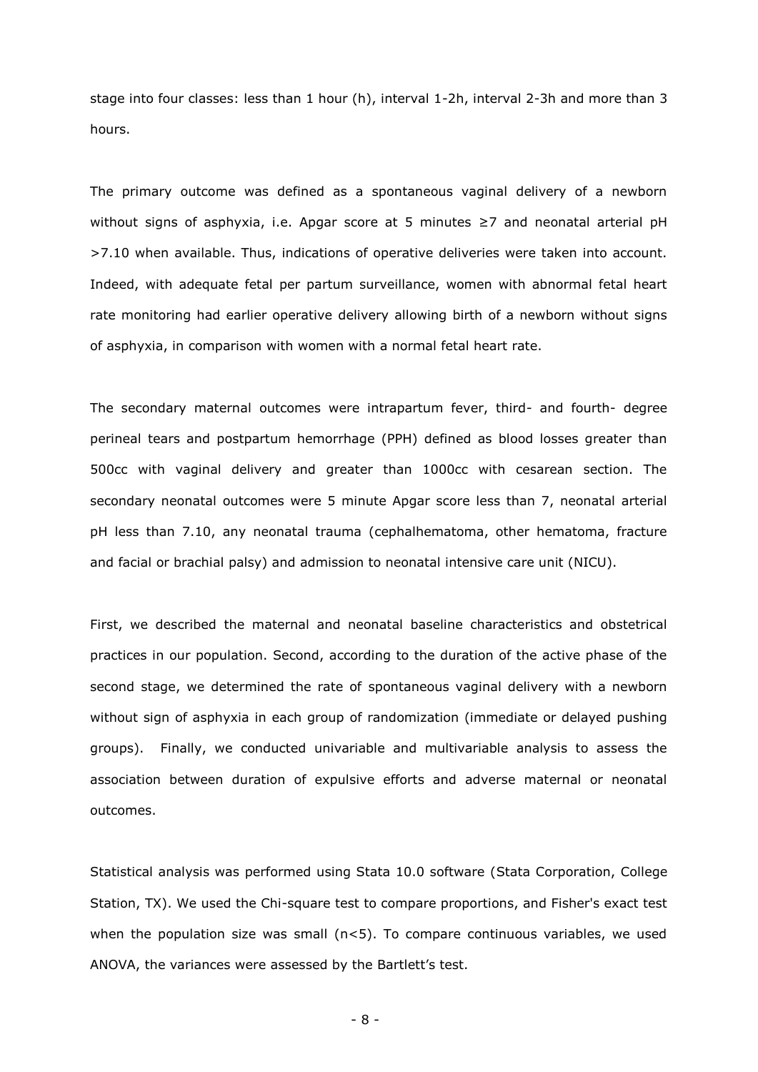stage into four classes: less than 1 hour (h), interval 1-2h, interval 2-3h and more than 3 hours.

The primary outcome was defined as a spontaneous vaginal delivery of a newborn without signs of asphyxia, i.e. Apgar score at 5 minutes $\geq 7$ and neonatal arterial pH $>7.10$ when available. Thus, indications of operative deliveries were taken into account. Indeed, with adequate fetal per partum surveillance, women with abnormal fetal heart rate monitoring had earlier operative delivery allowing birth of a newborn without signs of asphyxia, in comparison with women with a normal fetal heart rate.

The secondary maternal outcomes were intrapartum fever, third- and fourth- degree perineal tears and postpartum hemorrhage (PPH) defined as blood losses greater than 500cc with vaginal delivery and greater than 1000cc with cesarean section. The secondary neonatal outcomes were 5 minute Apgar score less than 7, neonatal arterial pH less than 7.10, any neonatal trauma (cephalhematoma, other hematoma, fracture and facial or brachial palsy) and admission to neonatal intensive care unit (NICU).

First, we described the maternal and neonatal baseline characteristics and obstetrical practices in our population. Second, according to the duration of the active phase of the second stage, we determined the rate of spontaneous vaginal delivery with a newborn without sign of asphyxia in each group of randomization (immediate or delayed pushing groups). Finally, we conducted univariable and multivariable analysis to assess the association between duration of expulsive efforts and adverse maternal or neonatal outcomes.

Statistical analysis was performed using Stata 10.0 software (Stata Corporation, College Station, TX). We used the Chi-square test to compare proportions, and Fisher's exact test when the population size was small ($n<5$). To compare continuous variables, we used ANOVA, the variances were assessed by the Bartlett's test.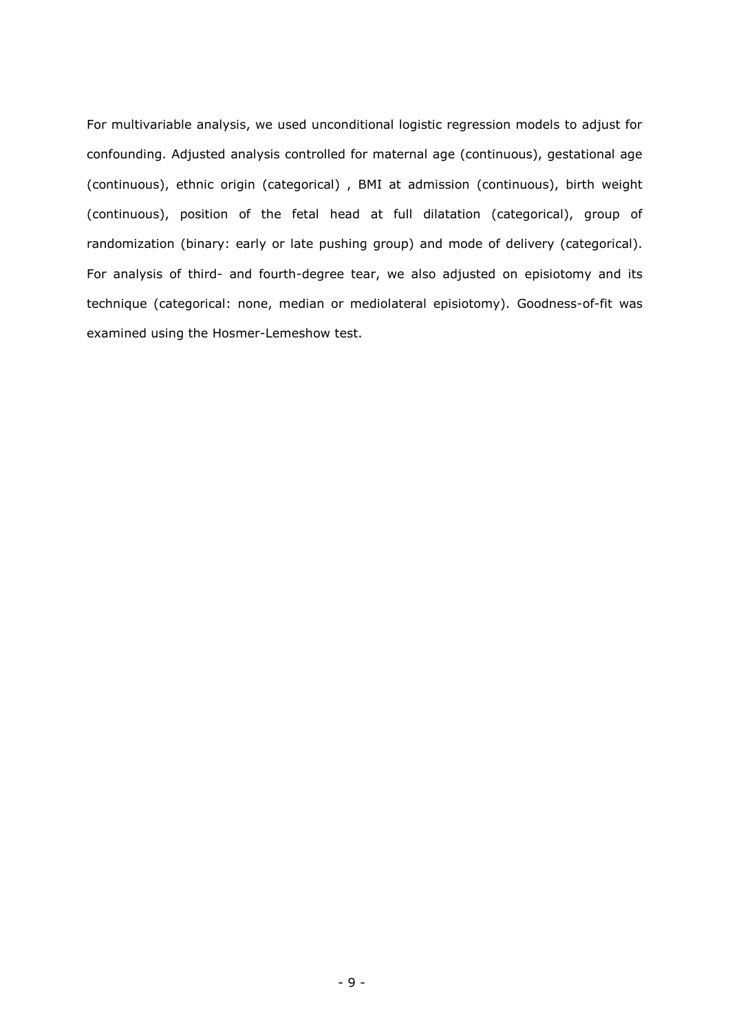For multivariable analysis, we used unconditional logistic regression models to adjust for confounding. Adjusted analysis controlled for maternal age (continuous), gestational age (continuous), ethnic origin (categorical) , BMI at admission (continuous), birth weight (continuous), position of the fetal head at full dilatation (categorical), group of randomization (binary: early or late pushing group) and mode of delivery (categorical). For analysis of third- and fourth-degree tear, we also adjusted on episiotomy and its technique (categorical: none, median or mediolateral episiotomy). Goodness-of-fit was examined using the Hosmer-Lemeshow test.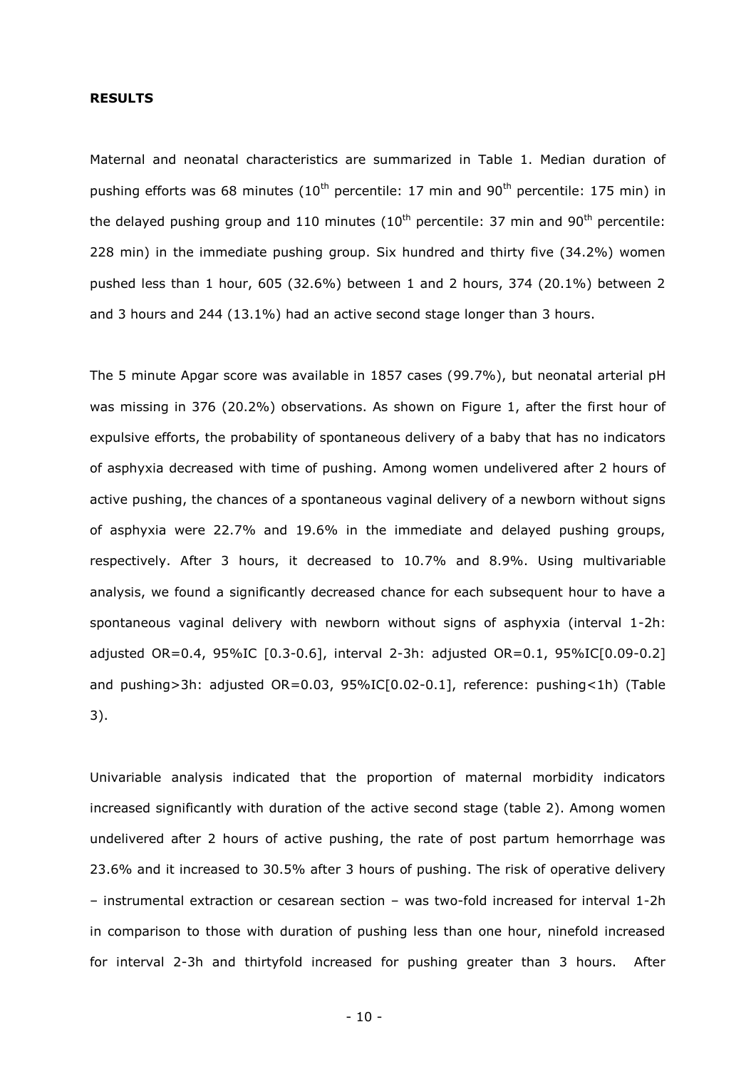**RESULTS**

Maternal and neonatal characteristics are summarized in Table 1. Median duration of pushing efforts was 68 minutes (10$^{th}$ percentile: 17 min and 90$^{th}$ percentile: 175 min) in the delayed pushing group and 110 minutes (10$^{th}$ percentile: 37 min and 90$^{th}$ percentile: 228 min) in the immediate pushing group. Six hundred and thirty five (34.2%) women pushed less than 1 hour, 605 (32.6%) between 1 and 2 hours, 374 (20.1%) between 2 and 3 hours and 244 (13.1%) had an active second stage longer than 3 hours.

The 5 minute Apgar score was available in 1857 cases (99.7%), but neonatal arterial pH was missing in 376 (20.2%) observations. As shown on Figure 1, after the first hour of expulsive efforts, the probability of spontaneous delivery of a baby that has no indicators of asphyxia decreased with time of pushing. Among women undelivered after 2 hours of active pushing, the chances of a spontaneous vaginal delivery of a newborn without signs of asphyxia were 22.7% and 19.6% in the immediate and delayed pushing groups, respectively. After 3 hours, it decreased to 10.7% and 8.9%. Using multivariable analysis, we found a significantly decreased chance for each subsequent hour to have a spontaneous vaginal delivery with newborn without signs of asphyxia (interval 1-2h: adjusted OR=0.4, 95%IC [0.3-0.6], interval 2-3h: adjusted OR=0.1, 95%IC[0.09-0.2] and pushing>3h: adjusted OR=0.03, 95%IC[0.02-0.1], reference: pushing<1h) (Table 3).

Univariable analysis indicated that the proportion of maternal morbidity indicators increased significantly with duration of the active second stage (table 2). Among women undelivered after 2 hours of active pushing, the rate of post partum hemorrhage was 23.6% and it increased to 30.5% after 3 hours of pushing. The risk of operative delivery – instrumental extraction or cesarean section – was two-fold increased for interval 1-2h in comparison to those with duration of pushing less than one hour, ninefold increased for interval 2-3h and thirtyfold increased for pushing greater than 3 hours. After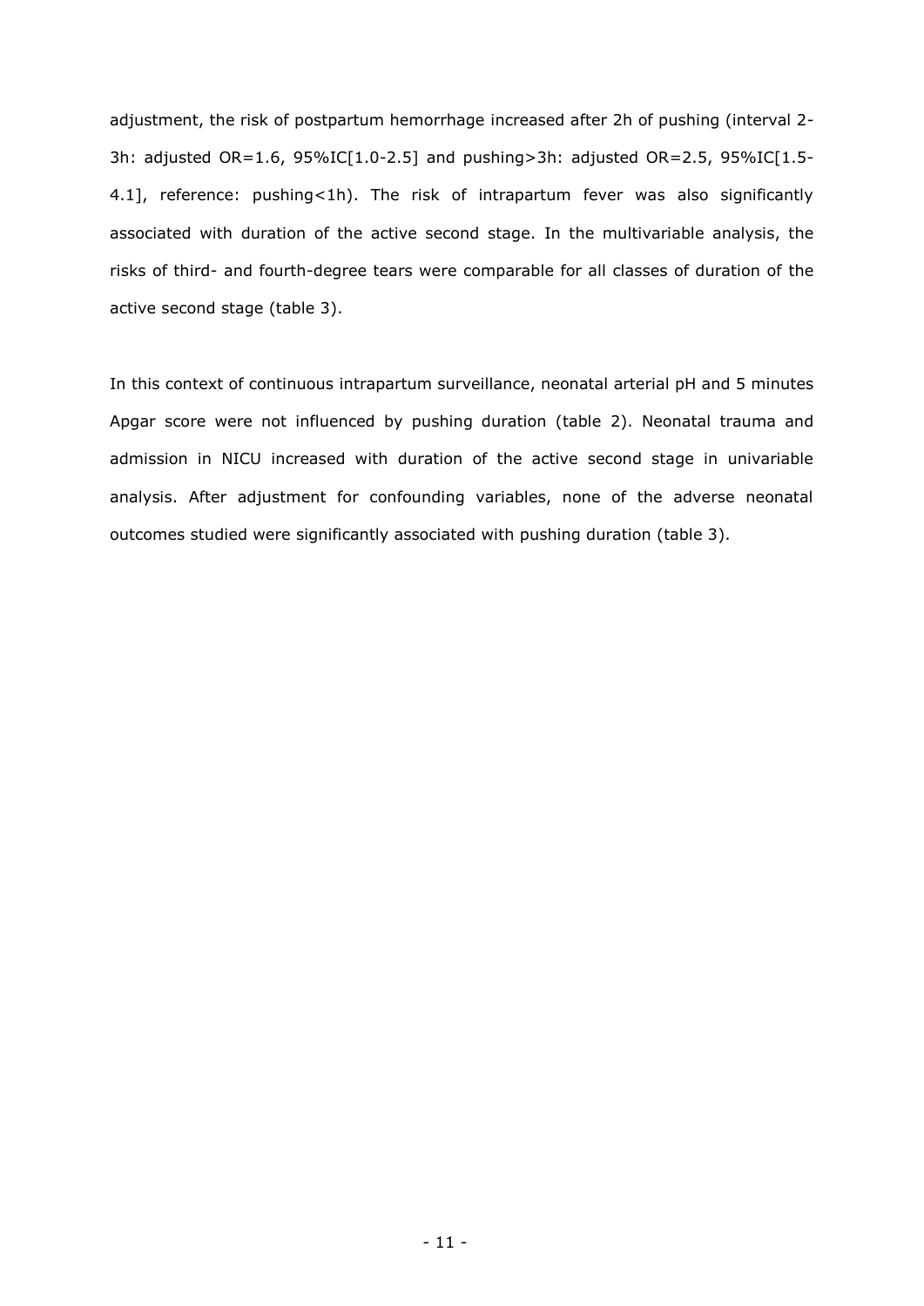adjustment, the risk of postpartum hemorrhage increased after 2h of pushing (interval 2-3h: adjusted OR=1.6, 95%IC[1.0-2.5] and pushing>3h: adjusted OR=2.5, 95%IC[1.5-4.1], reference: pushing<1h). The risk of intrapartum fever was also significantly associated with duration of the active second stage. In the multivariable analysis, the risks of third- and fourth-degree tears were comparable for all classes of duration of the active second stage (table 3).

In this context of continuous intrapartum surveillance, neonatal arterial pH and 5 minutes Apgar score were not influenced by pushing duration (table 2). Neonatal trauma and admission in NICU increased with duration of the active second stage in univariable analysis. After adjustment for confounding variables, none of the adverse neonatal outcomes studied were significantly associated with pushing duration (table 3).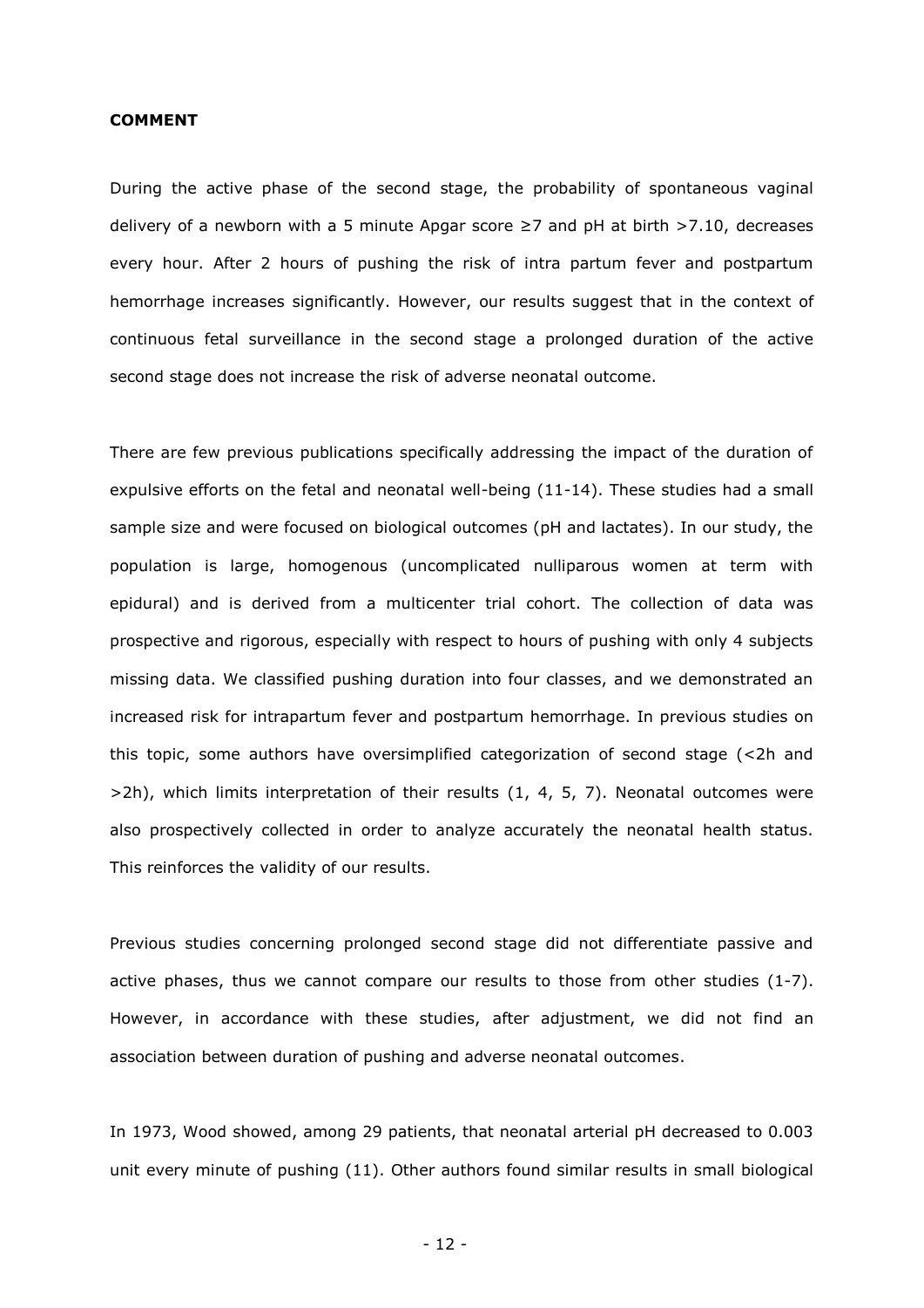**COMMENT**

During the active phase of the second stage, the probability of spontaneous vaginal delivery of a newborn with a 5 minute Apgar score ≥7 and pH at birth >7.10, decreases every hour. After 2 hours of pushing the risk of intra partum fever and postpartum hemorrhage increases significantly. However, our results suggest that in the context of continuous fetal surveillance in the second stage a prolonged duration of the active second stage does not increase the risk of adverse neonatal outcome.

There are few previous publications specifically addressing the impact of the duration of expulsive efforts on the fetal and neonatal well-being (11-14). These studies had a small sample size and were focused on biological outcomes (pH and lactates). In our study, the population is large, homogenous (uncomplicated nulliparous women at term with epidural) and is derived from a multicenter trial cohort. The collection of data was prospective and rigorous, especially with respect to hours of pushing with only 4 subjects missing data. We classified pushing duration into four classes, and we demonstrated an increased risk for intrapartum fever and postpartum hemorrhage. In previous studies on this topic, some authors have oversimplified categorization of second stage (<2h and >2h), which limits interpretation of their results (1, 4, 5, 7). Neonatal outcomes were also prospectively collected in order to analyze accurately the neonatal health status. This reinforces the validity of our results.

Previous studies concerning prolonged second stage did not differentiate passive and active phases, thus we cannot compare our results to those from other studies (1-7). However, in accordance with these studies, after adjustment, we did not find an association between duration of pushing and adverse neonatal outcomes.

In 1973, Wood showed, among 29 patients, that neonatal arterial pH decreased to 0.003 unit every minute of pushing (11). Other authors found similar results in small biological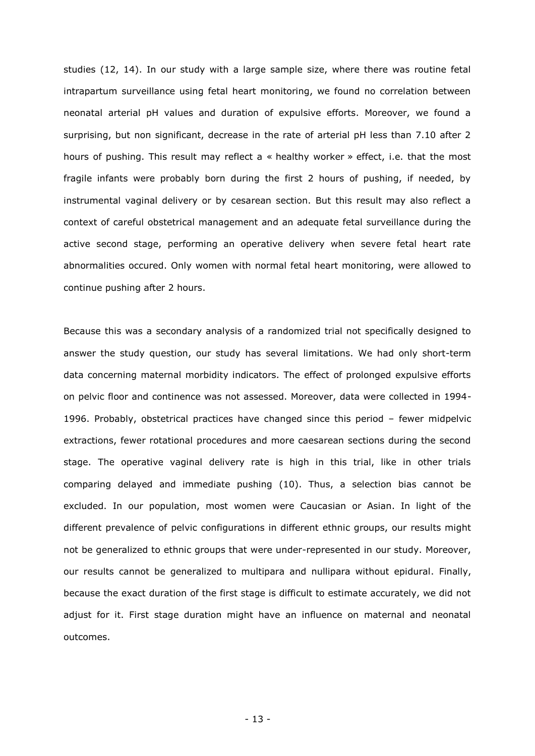studies (12, 14). In our study with a large sample size, where there was routine fetal intrapartum surveillance using fetal heart monitoring, we found no correlation between neonatal arterial pH values and duration of expulsive efforts. Moreover, we found a surprising, but non significant, decrease in the rate of arterial pH less than 7.10 after 2 hours of pushing. This result may reflect a « healthy worker » effect, i.e. that the most fragile infants were probably born during the first 2 hours of pushing, if needed, by instrumental vaginal delivery or by cesarean section. But this result may also reflect a context of careful obstetrical management and an adequate fetal surveillance during the active second stage, performing an operative delivery when severe fetal heart rate abnormalities occured. Only women with normal fetal heart monitoring, were allowed to continue pushing after 2 hours.

Because this was a secondary analysis of a randomized trial not specifically designed to answer the study question, our study has several limitations. We had only short-term data concerning maternal morbidity indicators. The effect of prolonged expulsive efforts on pelvic floor and continence was not assessed. Moreover, data were collected in 1994-1996. Probably, obstetrical practices have changed since this period – fewer midpelvic extractions, fewer rotational procedures and more caesarean sections during the second stage. The operative vaginal delivery rate is high in this trial, like in other trials comparing delayed and immediate pushing (10). Thus, a selection bias cannot be excluded. In our population, most women were Caucasian or Asian. In light of the different prevalence of pelvic configurations in different ethnic groups, our results might not be generalized to ethnic groups that were under-represented in our study. Moreover, our results cannot be generalized to multipara and nullipara without epidural. Finally, because the exact duration of the first stage is difficult to estimate accurately, we did not adjust for it. First stage duration might have an influence on maternal and neonatal outcomes.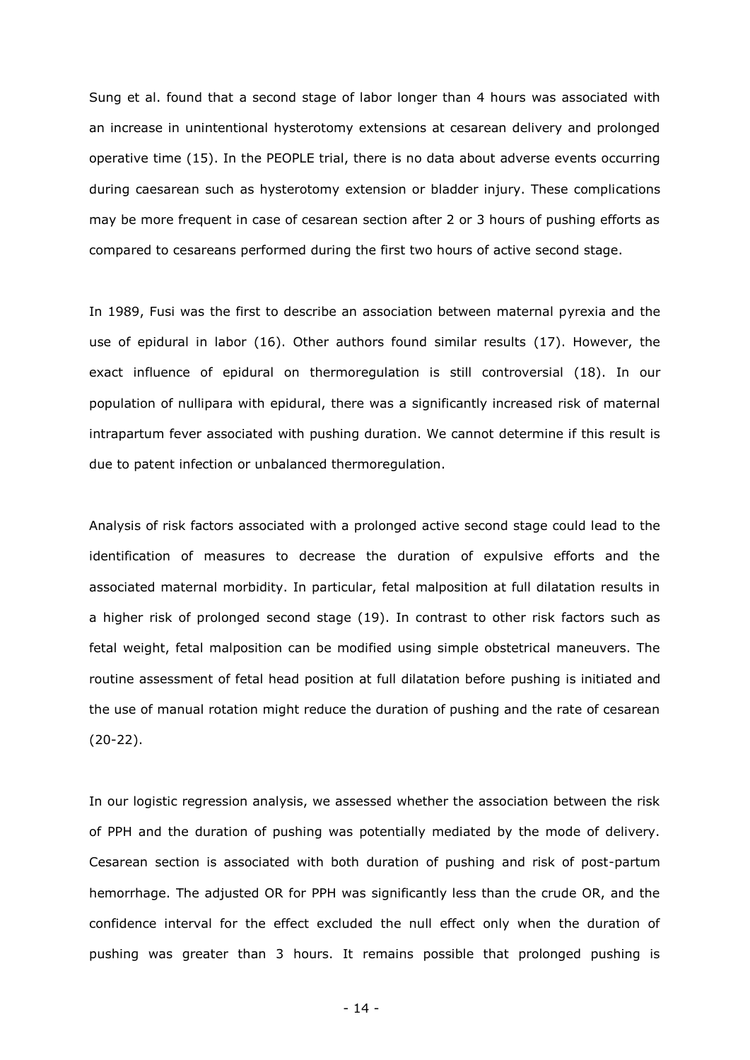Sung et al. found that a second stage of labor longer than 4 hours was associated with an increase in unintentional hysterotomy extensions at cesarean delivery and prolonged operative time (15). In the PEOPLE trial, there is no data about adverse events occurring during caesarean such as hysterotomy extension or bladder injury. These complications may be more frequent in case of cesarean section after 2 or 3 hours of pushing efforts as compared to cesareans performed during the first two hours of active second stage.

In 1989, Fusi was the first to describe an association between maternal pyrexia and the use of epidural in labor (16). Other authors found similar results (17). However, the exact influence of epidural on thermoregulation is still controversial (18). In our population of nullipara with epidural, there was a significantly increased risk of maternal intrapartum fever associated with pushing duration. We cannot determine if this result is due to patent infection or unbalanced thermoregulation.

Analysis of risk factors associated with a prolonged active second stage could lead to the identification of measures to decrease the duration of expulsive efforts and the associated maternal morbidity. In particular, fetal malposition at full dilatation results in a higher risk of prolonged second stage (19). In contrast to other risk factors such as fetal weight, fetal malposition can be modified using simple obstetrical maneuvers. The routine assessment of fetal head position at full dilatation before pushing is initiated and the use of manual rotation might reduce the duration of pushing and the rate of cesarean (20-22).

In our logistic regression analysis, we assessed whether the association between the risk of PPH and the duration of pushing was potentially mediated by the mode of delivery. Cesarean section is associated with both duration of pushing and risk of post-partum hemorrhage. The adjusted OR for PPH was significantly less than the crude OR, and the confidence interval for the effect excluded the null effect only when the duration of pushing was greater than 3 hours. It remains possible that prolonged pushing is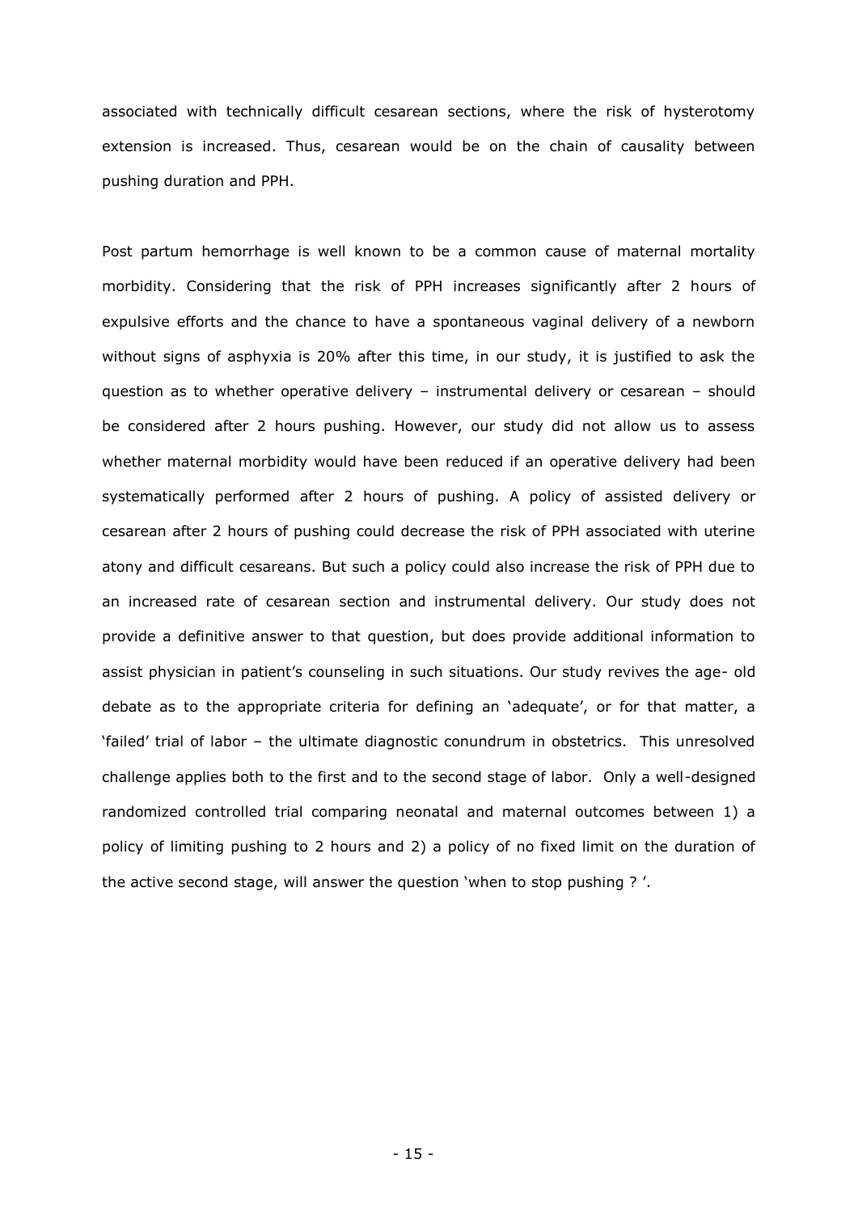associated with technically difficult cesarean sections, where the risk of hysterotomy extension is increased. Thus, cesarean would be on the chain of causality between pushing duration and PPH.

Post partum hemorrhage is well known to be a common cause of maternal mortality morbidity. Considering that the risk of PPH increases significantly after 2 hours of expulsive efforts and the chance to have a spontaneous vaginal delivery of a newborn without signs of asphyxia is 20% after this time, in our study, it is justified to ask the question as to whether operative delivery – instrumental delivery or cesarean – should be considered after 2 hours pushing. However, our study did not allow us to assess whether maternal morbidity would have been reduced if an operative delivery had been systematically performed after 2 hours of pushing. A policy of assisted delivery or cesarean after 2 hours of pushing could decrease the risk of PPH associated with uterine atony and difficult cesareans. But such a policy could also increase the risk of PPH due to an increased rate of cesarean section and instrumental delivery. Our study does not provide a definitive answer to that question, but does provide additional information to assist physician in patient's counseling in such situations. Our study revives the age- old debate as to the appropriate criteria for defining an 'adequate', or for that matter, a 'failed' trial of labor – the ultimate diagnostic conundrum in obstetrics. This unresolved challenge applies both to the first and to the second stage of labor. Only a well-designed randomized controlled trial comparing neonatal and maternal outcomes between 1) a policy of limiting pushing to 2 hours and 2) a policy of no fixed limit on the duration of the active second stage, will answer the question 'when to stop pushing ? '.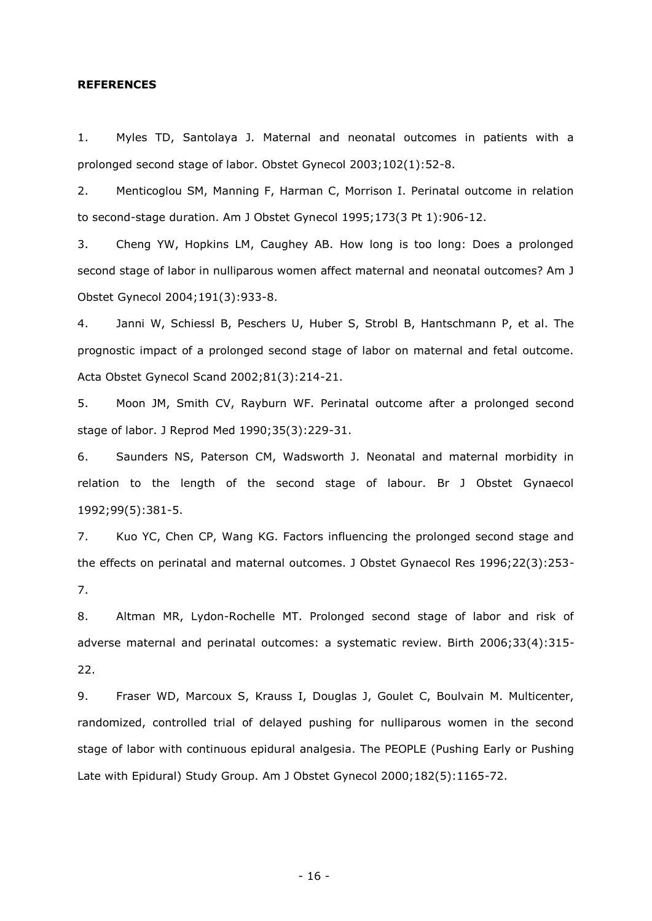**REFERENCES**

1. Myles TD, Santolaya J. Maternal and neonatal outcomes in patients with a prolonged second stage of labor. Obstet Gynecol 2003;102(1):52-8.

2. Menticoglou SM, Manning F, Harman C, Morrison I. Perinatal outcome in relation to second-stage duration. Am J Obstet Gynecol 1995;173(3 Pt 1):906-12.

3. Cheng YW, Hopkins LM, Caughey AB. How long is too long: Does a prolonged second stage of labor in nulliparous women affect maternal and neonatal outcomes? Am J Obstet Gynecol 2004;191(3):933-8.

4. Janni W, Schiessl B, Peschers U, Huber S, Strobl B, Hantschmann P, et al. The prognostic impact of a prolonged second stage of labor on maternal and fetal outcome. Acta Obstet Gynecol Scand 2002;81(3):214-21.

5. Moon JM, Smith CV, Rayburn WF. Perinatal outcome after a prolonged second stage of labor. J Reprod Med 1990;35(3):229-31.

6. Saunders NS, Paterson CM, Wadsworth J. Neonatal and maternal morbidity in relation to the length of the second stage of labour. Br J Obstet Gynaecol 1992;99(5):381-5.

7. Kuo YC, Chen CP, Wang KG. Factors influencing the prolonged second stage and the effects on perinatal and maternal outcomes. J Obstet Gynaecol Res 1996;22(3):253-7.

8. Altman MR, Lydon-Rochelle MT. Prolonged second stage of labor and risk of adverse maternal and perinatal outcomes: a systematic review. Birth 2006;33(4):315-22.

9. Fraser WD, Marcoux S, Krauss I, Douglas J, Goulet C, Boulvain M. Multicenter, randomized, controlled trial of delayed pushing for nulliparous women in the second stage of labor with continuous epidural analgesia. The PEOPLE (Pushing Early or Pushing Late with Epidural) Study Group. Am J Obstet Gynecol 2000;182(5):1165-72.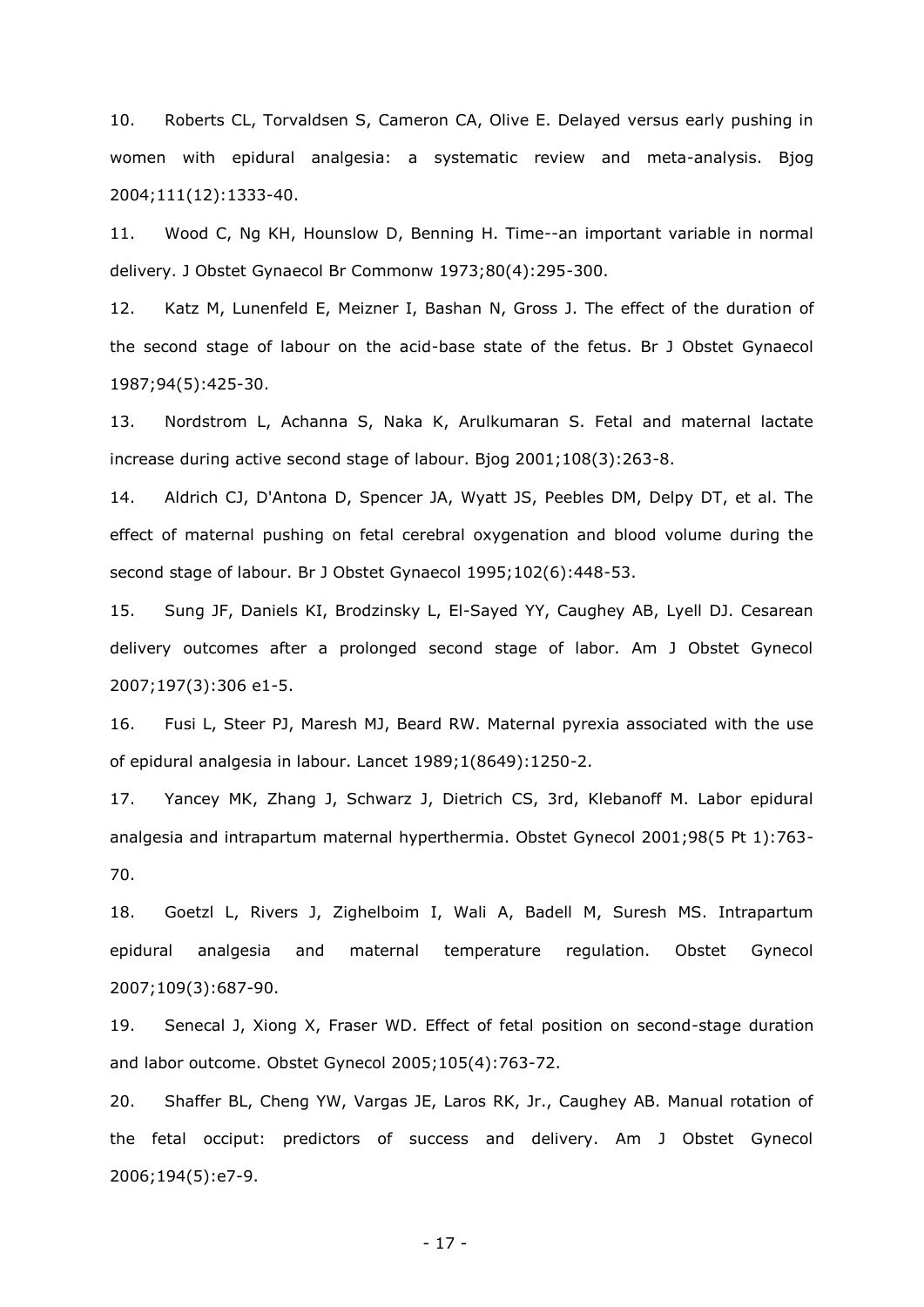10. Roberts CL, Torvaldsen S, Cameron CA, Olive E. Delayed versus early pushing in women with epidural analgesia: a systematic review and meta-analysis. Bjog 2004;111(12):1333-40.

11. Wood C, Ng KH, Hounslow D, Benning H. Time--an important variable in normal delivery. J Obstet Gynaecol Br Commonw 1973;80(4):295-300.

12. Katz M, Lunenfeld E, Meizner I, Bashan N, Gross J. The effect of the duration of the second stage of labour on the acid-base state of the fetus. Br J Obstet Gynaecol 1987;94(5):425-30.

13. Nordstrom L, Achanna S, Naka K, Arulkumaran S. Fetal and maternal lactate increase during active second stage of labour. Bjog 2001;108(3):263-8.

14. Aldrich CJ, D'Antona D, Spencer JA, Wyatt JS, Peebles DM, Delpy DT, et al. The effect of maternal pushing on fetal cerebral oxygenation and blood volume during the second stage of labour. Br J Obstet Gynaecol 1995;102(6):448-53.

15. Sung JF, Daniels KI, Brodzinsky L, El-Sayed YY, Caughey AB, Lyell DJ. Cesarean delivery outcomes after a prolonged second stage of labor. Am J Obstet Gynecol 2007;197(3):306 e1-5.

16. Fusi L, Steer PJ, Maresh MJ, Beard RW. Maternal pyrexia associated with the use of epidural analgesia in labour. Lancet 1989;1(8649):1250-2.

17. Yancey MK, Zhang J, Schwarz J, Dietrich CS, 3rd, Klebanoff M. Labor epidural analgesia and intrapartum maternal hyperthermia. Obstet Gynecol 2001;98(5 Pt 1):763-70.

18. Goetzl L, Rivers J, Zighelboim I, Wali A, Badell M, Suresh MS. Intrapartum epidural analgesia and maternal temperature regulation. Obstet Gynecol 2007;109(3):687-90.

19. Senecal J, Xiong X, Fraser WD. Effect of fetal position on second-stage duration and labor outcome. Obstet Gynecol 2005;105(4):763-72.

20. Shaffer BL, Cheng YW, Vargas JE, Laros RK, Jr., Caughey AB. Manual rotation of the fetal occiput: predictors of success and delivery. Am J Obstet Gynecol 2006;194(5):e7-9.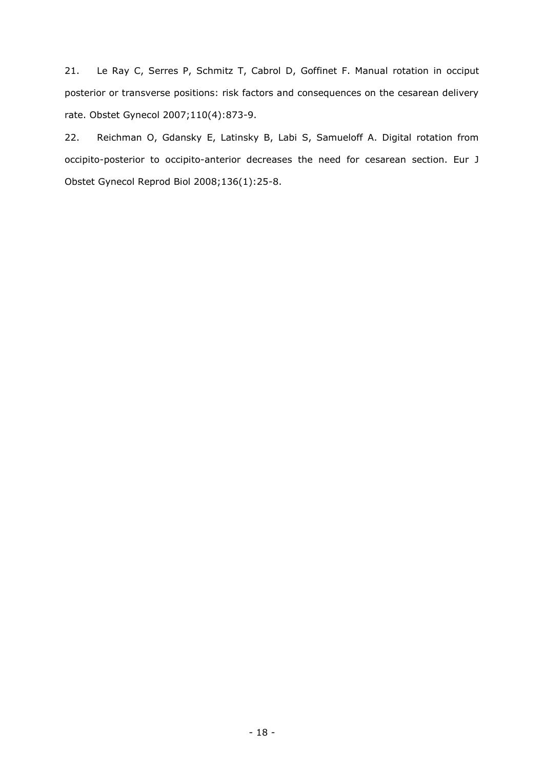21. Le Ray C, Serres P, Schmitz T, Cabrol D, Goffinet F. Manual rotation in occiput posterior or transverse positions: risk factors and consequences on the cesarean delivery rate. Obstet Gynecol 2007;110(4):873-9.

22. Reichman O, Gdansky E, Latinsky B, Labi S, Samueloff A. Digital rotation from occipito-posterior to occipito-anterior decreases the need for cesarean section. Eur J Obstet Gynecol Reprod Biol 2008;136(1):25-8.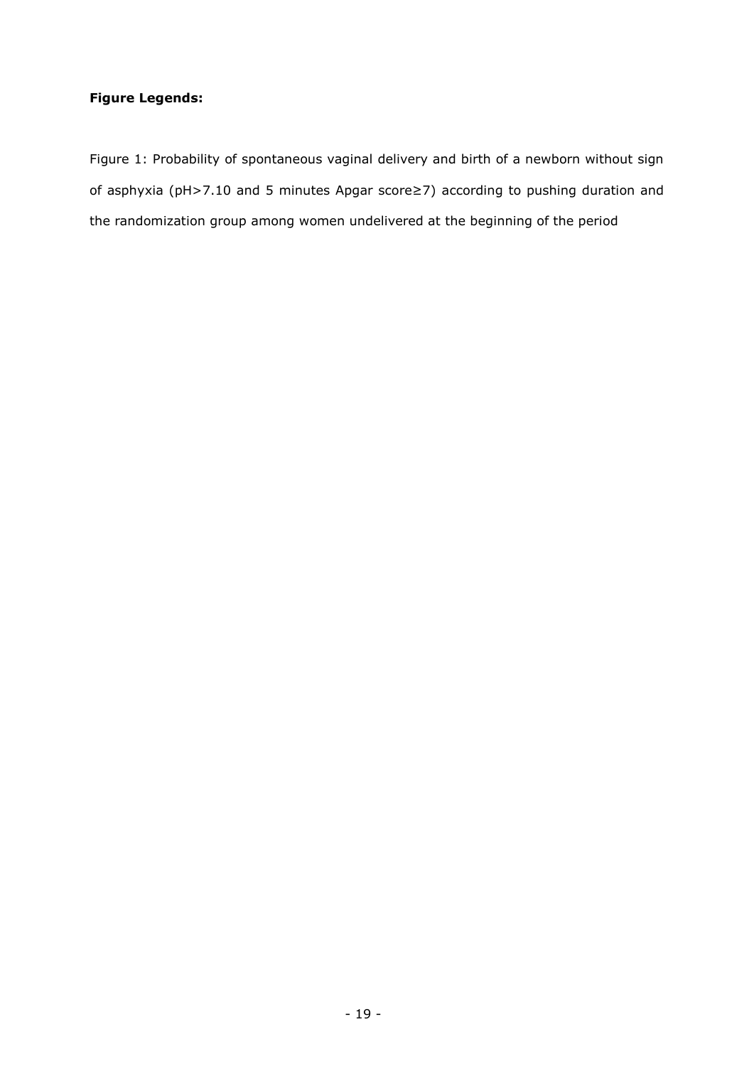**Figure Legends:**

Figure 1: Probability of spontaneous vaginal delivery and birth of a newborn without sign of asphyxia ($pH > 7.10$ and 5 minutes Apgar score$\geq 7$) according to pushing duration and the randomization group among women undelivered at the beginning of the period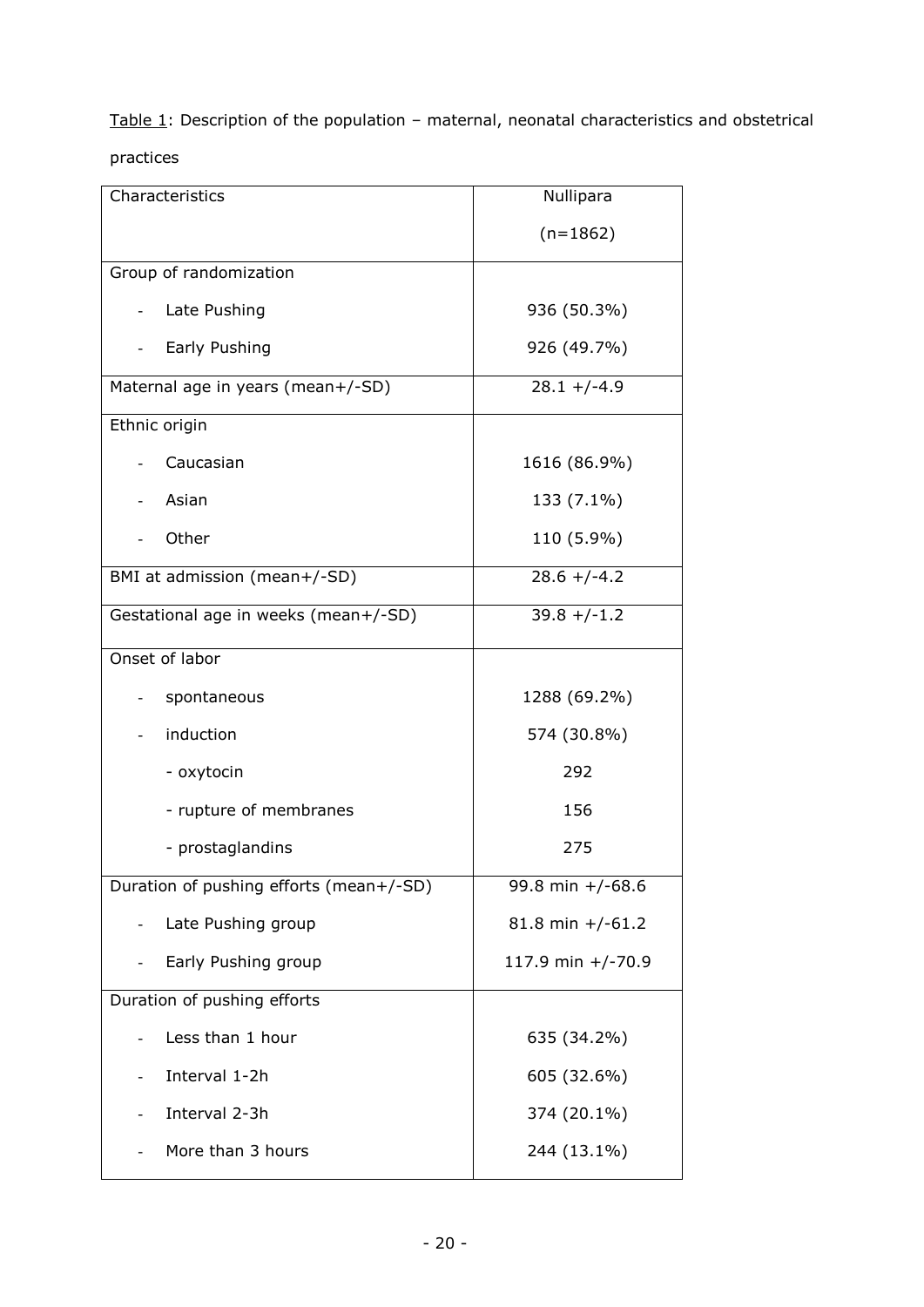Table 1: Description of the population – maternal, neonatal characteristics and obstetrical practices

| Characteristics | Nullipara (n=1862) |
| --- | --- |
| Group of randomization | |
| - Late Pushing | 936 (50.3%) |
| - Early Pushing | 926 (49.7%) |
| Maternal age in years (mean+/-SD) | 28.1 +/-4.9 |
| Ethnic origin | |
| - Caucasian | 1616 (86.9%) |
| - Asian | 133 (7.1%) |
| - Other | 110 (5.9%) |
| BMI at admission (mean+/-SD) | 28.6 +/-4.2 |
| Gestational age in weeks (mean+/-SD) | 39.8 +/-1.2 |
| Onset of labor | |
| - spontaneous | 1288 (69.2%) |
| - induction | 574 (30.8%) |
| - oxytocin | 292 |
| - rupture of membranes | 156 |
| - prostaglandins | 275 |
| Duration of pushing efforts (mean+/-SD) | 99.8 min +/-68.6 |
| - Late Pushing group | 81.8 min +/-61.2 |
| - Early Pushing group | 117.9 min +/-70.9 |
| Duration of pushing efforts | |
| - Less than 1 hour | 635 (34.2%) |
| - Interval 1-2h | 605 (32.6%) |
| - Interval 2-3h | 374 (20.1%) |
| - More than 3 hours | 244 (13.1%) |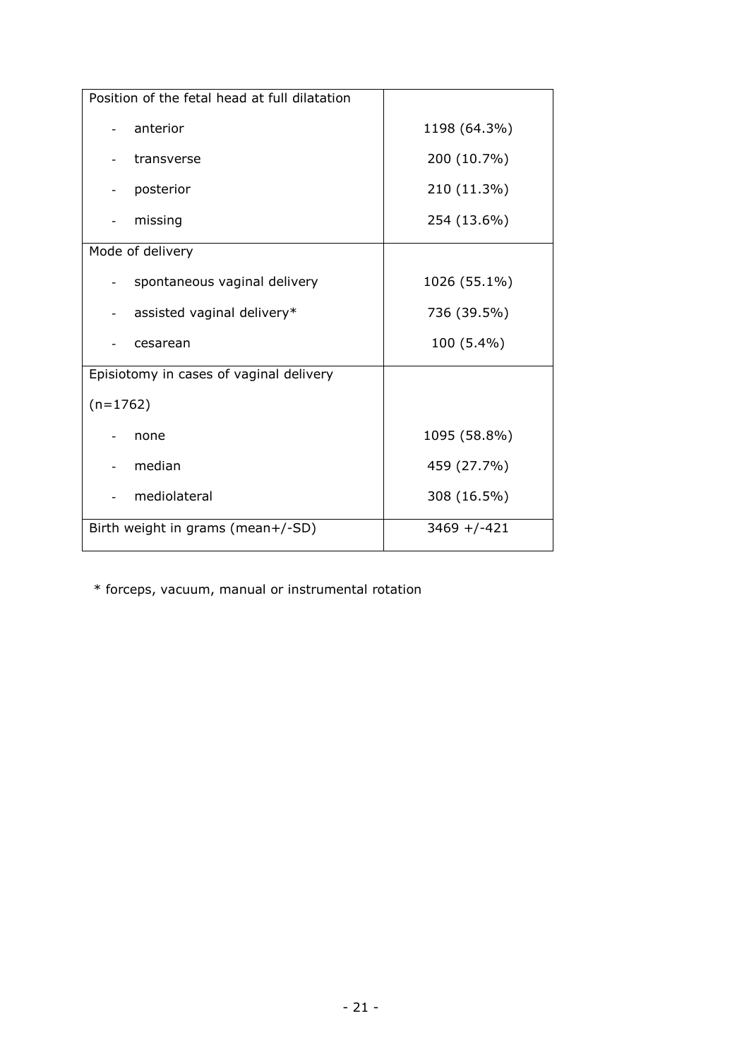| Position of the fetal head at full dilatation | |
|---|---|
| - anterior | 1198 (64.3%) |
| - transverse | 200 (10.7%) |
| - posterior | 210 (11.3%) |
| - missing | 254 (13.6%) |
| Mode of delivery | |
| - spontaneous vaginal delivery | 1026 (55.1%) |
| - assisted vaginal delivery* | 736 (39.5%) |
| - cesarean | 100 (5.4%) |
| Episiotomy in cases of vaginal delivery (n=1762) | |
| - none | 1095 (58.8%) |
| - median | 459 (27.7%) |
| - mediolateral | 308 (16.5%) |
| Birth weight in grams (mean+/-SD) | 3469 +/-421 |

* forceps, vacuum, manual or instrumental rotation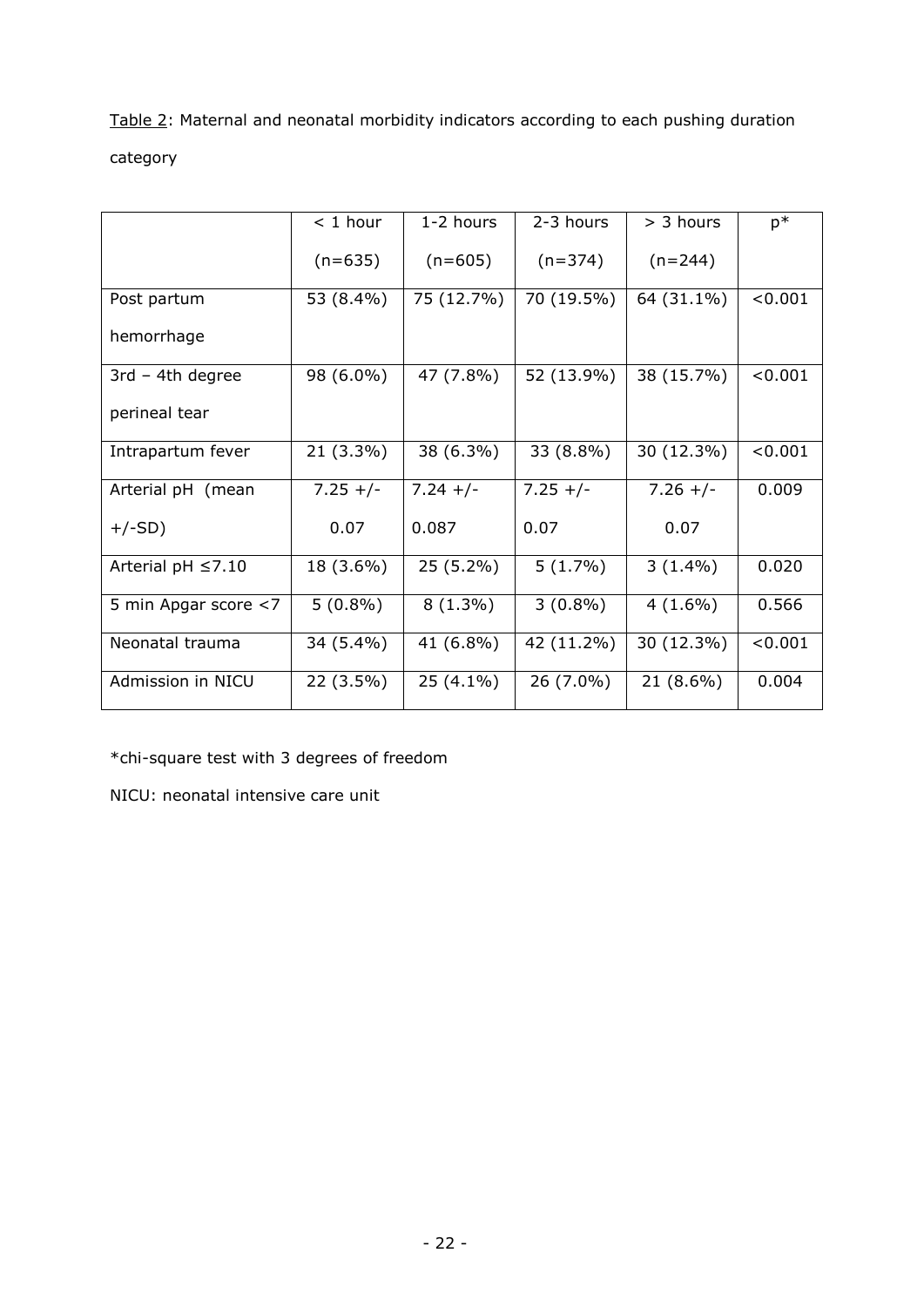Table 2: Maternal and neonatal morbidity indicators according to each pushing duration category

| | < 1 hour (n=635) | 1-2 hours (n=605) | 2-3 hours (n=374) | > 3 hours (n=244) | p* |
|---|---|---|---|---|---|
| Post partum hemorrhage | 53 (8.4%) | 75 (12.7%) | 70 (19.5%) | 64 (31.1%) | <0.001 |
| 3rd – 4th degree perineal tear | 98 (6.0%) | 47 (7.8%) | 52 (13.9%) | 38 (15.7%) | <0.001 |
| Intrapartum fever | 21 (3.3%) | 38 (6.3%) | 33 (8.8%) | 30 (12.3%) | <0.001 |
| Arterial pH (mean +/-SD) | 7.25 +/- 0.07 | 7.24 +/- 0.087 | 7.25 +/- 0.07 | 7.26 +/- 0.07 | 0.009 |
| Arterial pH ≤7.10 | 18 (3.6%) | 25 (5.2%) | 5 (1.7%) | 3 (1.4%) | 0.020 |
| 5 min Apgar score <7 | 5 (0.8%) | 8 (1.3%) | 3 (0.8%) | 4 (1.6%) | 0.566 |
| Neonatal trauma | 34 (5.4%) | 41 (6.8%) | 42 (11.2%) | 30 (12.3%) | <0.001 |
| Admission in NICU | 22 (3.5%) | 25 (4.1%) | 26 (7.0%) | 21 (8.6%) | 0.004 |

*chi-square test with 3 degrees of freedom

NICU: neonatal intensive care unit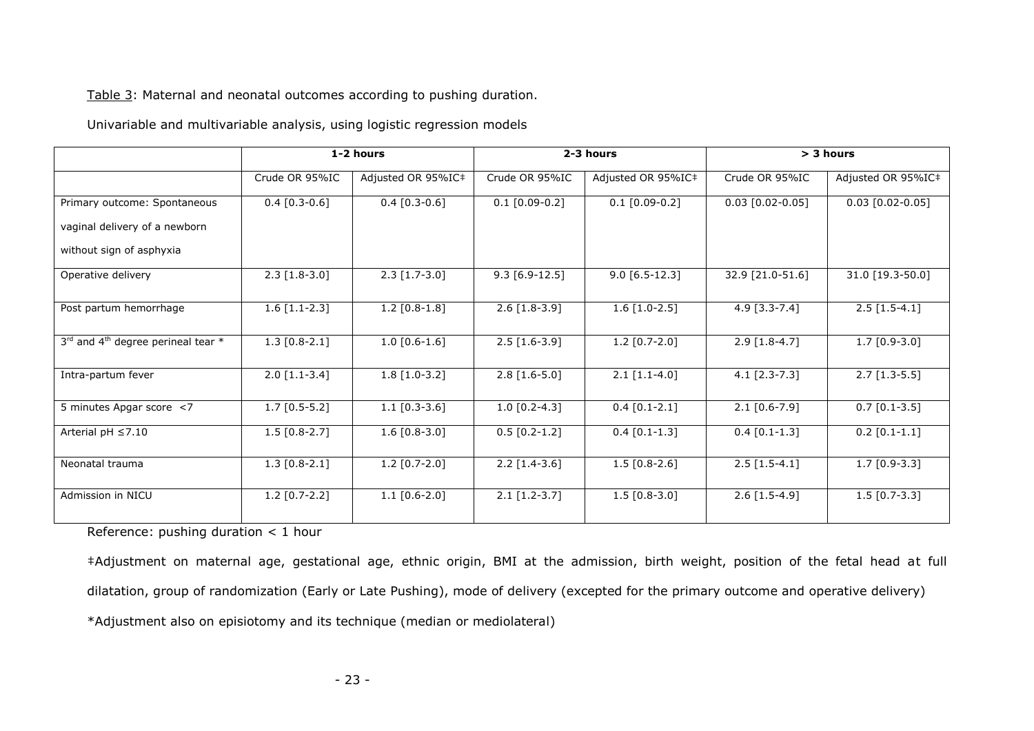Table 3: Maternal and neonatal outcomes according to pushing duration.

Univariable and multivariable analysis, using logistic regression models

| | 1-2 hours | | 2-3 hours | | > 3 hours | |
|---|---|---|---|---|---|---|
| | Crude OR 95%IC | Adjusted OR 95%IC‡ | Crude OR 95%IC | Adjusted OR 95%IC‡ | Crude OR 95%IC | Adjusted OR 95%IC‡ |
| Primary outcome: Spontaneous vaginal delivery of a newborn without sign of asphyxia | 0.4 [0.3-0.6] | 0.4 [0.3-0.6] | 0.1 [0.09-0.2] | 0.1 [0.09-0.2] | 0.03 [0.02-0.05] | 0.03 [0.02-0.05] |
| Operative delivery | 2.3 [1.8-3.0] | 2.3 [1.7-3.0] | 9.3 [6.9-12.5] | 9.0 [6.5-12.3] | 32.9 [21.0-51.6] | 31.0 [19.3-50.0] |
| Post partum hemorrhage | 1.6 [1.1-2.3] | 1.2 [0.8-1.8] | 2.6 [1.8-3.9] | 1.6 [1.0-2.5] | 4.9 [3.3-7.4] | 2.5 [1.5-4.1] |
| 3rd and 4th degree perineal tear * | 1.3 [0.8-2.1] | 1.0 [0.6-1.6] | 2.5 [1.6-3.9] | 1.2 [0.7-2.0] | 2.9 [1.8-4.7] | 1.7 [0.9-3.0] |
| Intra-partum fever | 2.0 [1.1-3.4] | 1.8 [1.0-3.2] | 2.8 [1.6-5.0] | 2.1 [1.1-4.0] | 4.1 [2.3-7.3] | 2.7 [1.3-5.5] |
| 5 minutes Apgar score <7 | 1.7 [0.5-5.2] | 1.1 [0.3-3.6] | 1.0 [0.2-4.3] | 0.4 [0.1-2.1] | 2.1 [0.6-7.9] | 0.7 [0.1-3.5] |
| Arterial pH ≤7.10 | 1.5 [0.8-2.7] | 1.6 [0.8-3.0] | 0.5 [0.2-1.2] | 0.4 [0.1-1.3] | 0.4 [0.1-1.3] | 0.2 [0.1-1.1] |
| Neonatal trauma | 1.3 [0.8-2.1] | 1.2 [0.7-2.0] | 2.2 [1.4-3.6] | 1.5 [0.8-2.6] | 2.5 [1.5-4.1] | 1.7 [0.9-3.3] |
| Admission in NICU | 1.2 [0.7-2.2] | 1.1 [0.6-2.0] | 2.1 [1.2-3.7] | 1.5 [0.8-3.0] | 2.6 [1.5-4.9] | 1.5 [0.7-3.3] |

Reference: pushing duration < 1 hour

‡Adjustment on maternal age, gestational age, ethnic origin, BMI at the admission, birth weight, position of the fetal head at full dilatation, group of randomization (Early or Late Pushing), mode of delivery (excepted for the primary outcome and operative delivery)

*Adjustment also on episiotomy and its technique (median or mediolateral)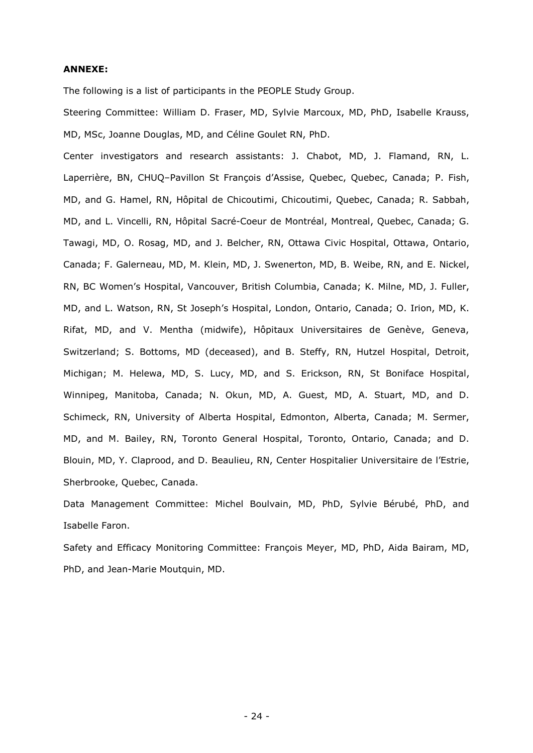**ANNEXE:**

The following is a list of participants in the PEOPLE Study Group.

Steering Committee: William D. Fraser, MD, Sylvie Marcoux, MD, PhD, Isabelle Krauss, MD, MSc, Joanne Douglas, MD, and Céline Goulet RN, PhD.

Center investigators and research assistants: J. Chabot, MD, J. Flamand, RN, L. Laperrière, BN, CHUQ–Pavillon St François d'Assise, Quebec, Quebec, Canada; P. Fish, MD, and G. Hamel, RN, Hôpital de Chicoutimi, Chicoutimi, Quebec, Canada; R. Sabbah, MD, and L. Vincelli, RN, Hôpital Sacré-Coeur de Montréal, Montreal, Quebec, Canada; G. Tawagi, MD, O. Rosag, MD, and J. Belcher, RN, Ottawa Civic Hospital, Ottawa, Ontario, Canada; F. Galerneau, MD, M. Klein, MD, J. Swenerton, MD, B. Weibe, RN, and E. Nickel, RN, BC Women's Hospital, Vancouver, British Columbia, Canada; K. Milne, MD, J. Fuller, MD, and L. Watson, RN, St Joseph's Hospital, London, Ontario, Canada; O. Irion, MD, K. Rifat, MD, and V. Mentha (midwife), Hôpitaux Universitaires de Genève, Geneva, Switzerland; S. Bottoms, MD (deceased), and B. Steffy, RN, Hutzel Hospital, Detroit, Michigan; M. Helewa, MD, S. Lucy, MD, and S. Erickson, RN, St Boniface Hospital, Winnipeg, Manitoba, Canada; N. Okun, MD, A. Guest, MD, A. Stuart, MD, and D. Schimeck, RN, University of Alberta Hospital, Edmonton, Alberta, Canada; M. Sermer, MD, and M. Bailey, RN, Toronto General Hospital, Toronto, Ontario, Canada; and D. Blouin, MD, Y. Claprood, and D. Beaulieu, RN, Center Hospitalier Universitaire de l'Estrie, Sherbrooke, Quebec, Canada.

Data Management Committee: Michel Boulvain, MD, PhD, Sylvie Bérubé, PhD, and Isabelle Faron.

Safety and Efficacy Monitoring Committee: François Meyer, MD, PhD, Aida Bairam, MD, PhD, and Jean-Marie Moutquin, MD.